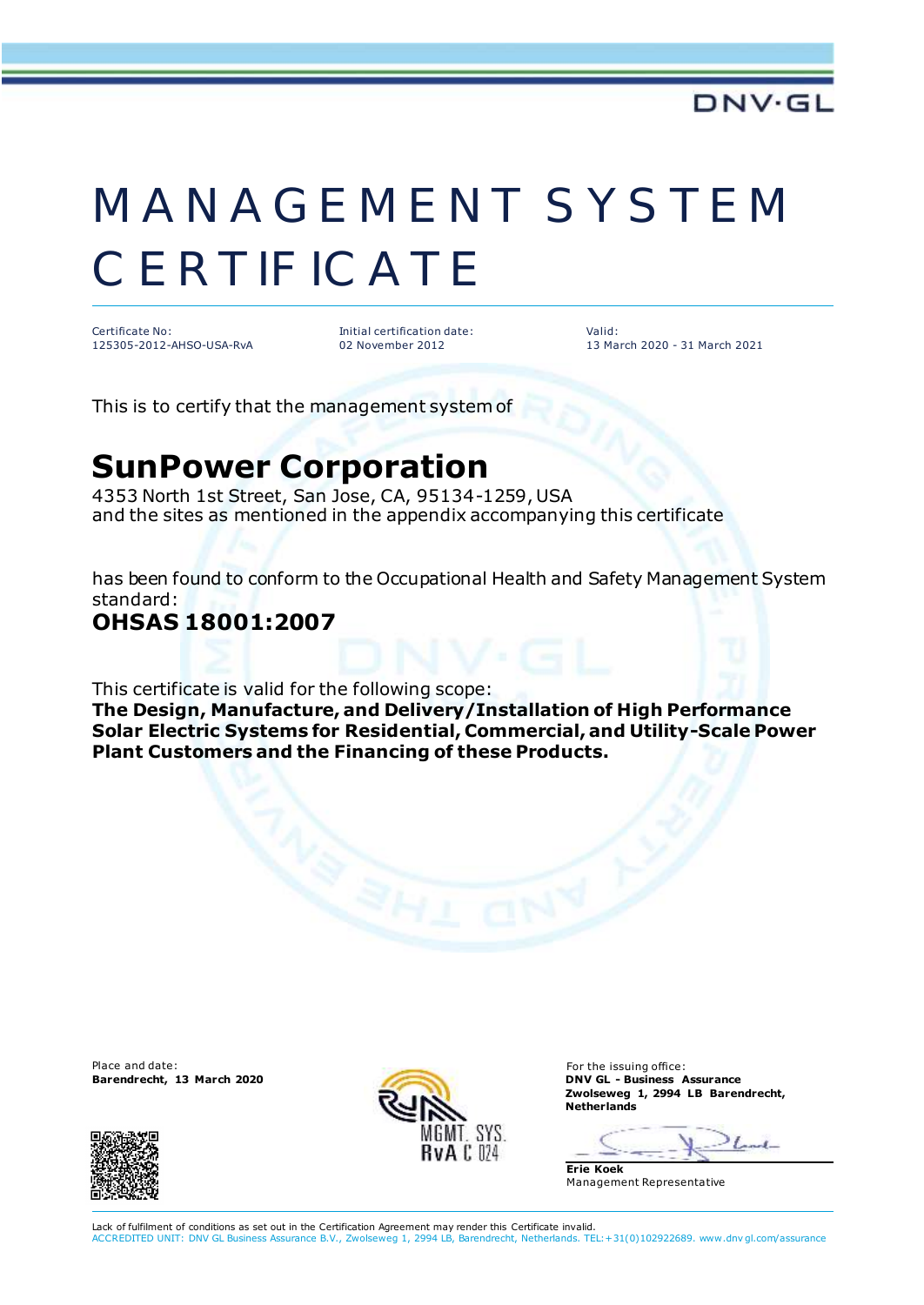DNV·GL

# MANAGEMENT SYSTEM CERTIFICATE

Certificate No:
125305-2012-AHSO-USA-RvA

Initial certification date:
02 November 2012

Valid:
13 March 2020 - 31 March 2021

This is to certify that the management system of

## SunPower Corporation

4353 North 1st Street, San Jose, CA, 95134-1259, USA
and the sites as mentioned in the appendix accompanying this certificate

has been found to conform to the Occupational Health and Safety Management System standard:

**OHSAS 18001:2007**

This certificate is valid for the following scope:

**The Design, Manufacture, and Delivery/Installation of High Performance Solar Electric Systems for Residential, Commercial, and Utility-Scale Power Plant Customers and the Financing of these Products.**

Place and date:
**Barendrecht, 13 March 2020**

MGMT. SYS.
RvA C 024

For the issuing office:
**DNV GL - Business Assurance**
**Zwolseweg 1, 2994 LB Barendrecht, Netherlands**

**Erie Koek**
Management Representative

Lack of fulfilment of conditions as set out in the Certification Agreement may render this Certificate invalid.
ACCREDITED UNIT: DNV GL Business Assurance B.V., Zwolseweg 1, 2994 LB, Barendrecht, Netherlands. TEL:+31(0)102922689. www.dnvgl.com/assurance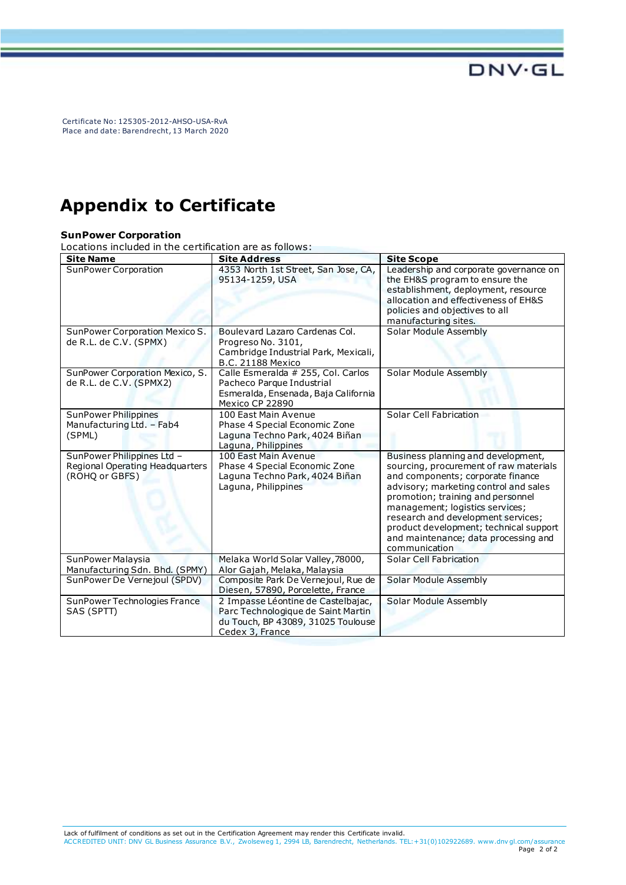Certificate No: 125305-2012-AHSO-USA-RvA
Place and date: Barendrecht, 13 March 2020

# Appendix to Certificate

**SunPower Corporation**

Locations included in the certification are as follows:

| Site Name | Site Address | Site Scope |
|---|---|---|
| SunPower Corporation | 4353 North 1st Street, San Jose, CA, 95134-1259, USA | Leadership and corporate governance on the EH&S program to ensure the establishment, deployment, resource allocation and effectiveness of EH&S policies and objectives to all manufacturing sites. |
| SunPower Corporation Mexico S. de R.L. de C.V. (SPMX) | Boulevard Lazaro Cardenas Col. Progreso No. 3101, Cambridge Industrial Park, Mexicali, B.C. 21188 Mexico | Solar Module Assembly |
| SunPower Corporation Mexico, S. de R.L. de C.V. (SPMX2) | Calle Esmeralda # 255, Col. Carlos Pacheco Parque Industrial Esmeralda, Ensenada, Baja California Mexico CP 22890 | Solar Module Assembly |
| SunPower Philippines Manufacturing Ltd. – Fab4 (SPML) | 100 East Main Avenue Phase 4 Special Economic Zone Laguna Techno Park, 4024 Biñan Laguna, Philippines | Solar Cell Fabrication |
| SunPower Philippines Ltd – Regional Operating Headquarters (ROHQ or GBFS) | 100 East Main Avenue Phase 4 Special Economic Zone Laguna Techno Park, 4024 Biñan Laguna, Philippines | Business planning and development, sourcing, procurement of raw materials and components; corporate finance advisory; marketing control and sales promotion; training and personnel management; logistics services; research and development services; product development; technical support and maintenance; data processing and communication |
| SunPower Malaysia Manufacturing Sdn. Bhd. (SPMY) | Melaka World Solar Valley, 78000, Alor Gajah, Melaka, Malaysia | Solar Cell Fabrication |
| SunPower De Vernejoul (SPDV) | Composite Park De Vernejoul, Rue de Diesen, 57890, Porcelette, France | Solar Module Assembly |
| SunPower Technologies France SAS (SPTT) | 2 Impasse Léontine de Castelbajac, Parc Technologique de Saint Martin du Touch, BP 43089, 31025 Toulouse Cedex 3, France | Solar Module Assembly |

Lack of fulfilment of conditions as set out in the Certification Agreement may render this Certificate invalid.
ACCREDITED UNIT: DNV GL Business Assurance B.V., Zwolseweg 1, 2994 LB, Barendrecht, Netherlands. TEL:+31(0)102922689. www.dnvgl.com/assurance